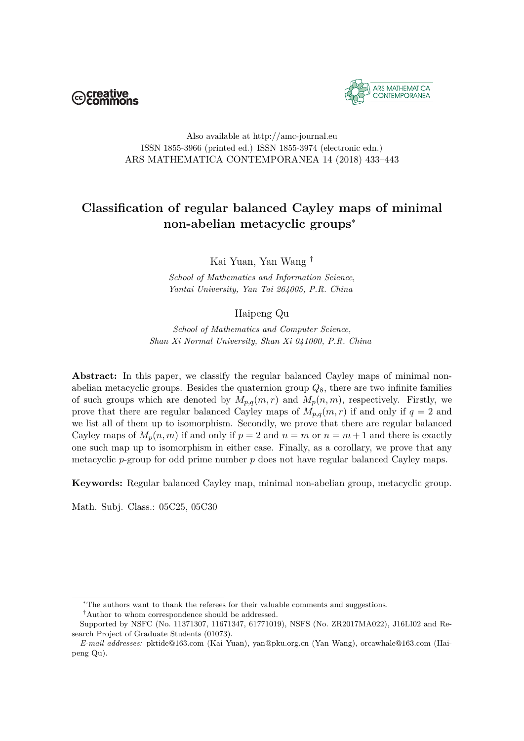Also available at http://amc-journal.eu
ISSN 1855-3966 (printed ed.) ISSN 1855-3974 (electronic edn.)

# Classification of regular balanced Cayley maps of minimal non-abelian metacyclic groups*

Kai Yuan, Yan Wang †

*School of Mathematics and Information Science, Yantai University, Yan Tai 264005, P.R. China*

Haipeng Qu

*School of Mathematics and Computer Science, Shan Xi Normal University, Shan Xi 041000, P.R. China*

**Abstract:** In this paper, we classify the regular balanced Cayley maps of minimal non-abelian metacyclic groups. Besides the quaternion group $Q_8$, there are two infinite families of such groups which are denoted by $M_{p,q}(m,r)$ and $M_p(n,m)$, respectively. Firstly, we prove that there are regular balanced Cayley maps of $M_{p,q}(m,r)$ if and only if $q = 2$ and we list all of them up to isomorphism. Secondly, we prove that there are regular balanced Cayley maps of $M_p(n,m)$ if and only if $p = 2$ and $n = m$ or $n = m + 1$ and there is exactly one such map up to isomorphism in either case. Finally, as a corollary, we prove that any metacyclic $p$-group for odd prime number $p$ does not have regular balanced Cayley maps.

**Keywords:** Regular balanced Cayley map, minimal non-abelian group, metacyclic group.

Math. Subj. Class.: 05C25, 05C30

---

*The authors want to thank the referees for their valuable comments and suggestions.

†Author to whom correspondence should be addressed.

Supported by NSFC (No. 11371307, 11671347, 61771019), NSFS (No. ZR2017MA022), J16LI02 and Research Project of Graduate Students (01073).

*E-mail addresses:* pktide@163.com (Kai Yuan), yan@pku.org.cn (Yan Wang), orcawhale@163.com (Haipeng Qu).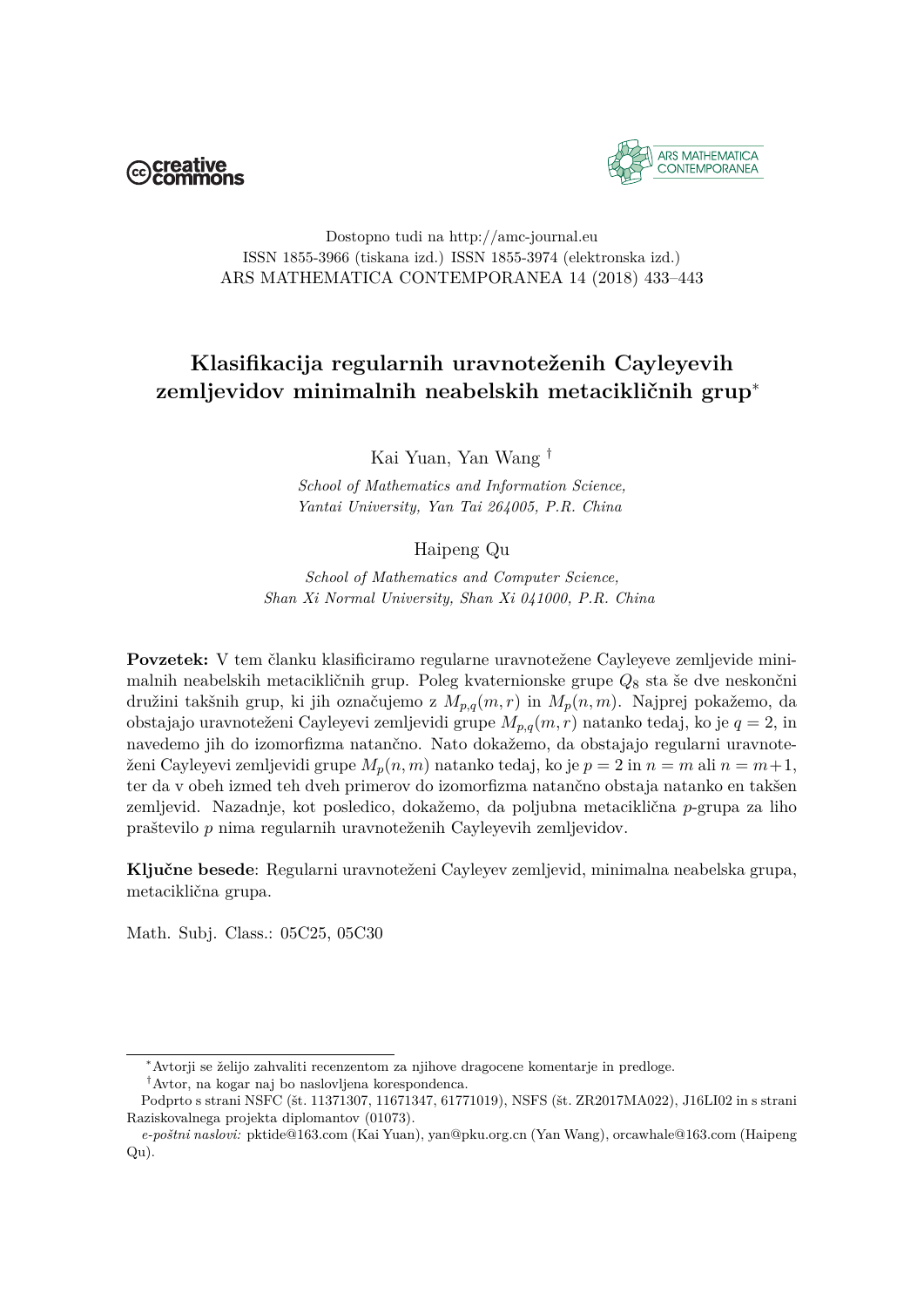Dostopno tudi na http://amc-journal.eu
ISSN 1855-3966 (tiskana izd.) ISSN 1855-3974 (elektronska izd.)
ARS MATHEMATICA CONTEMPORANEA 14 (2018) 433–443

# Klasifikacija regularnih uravnoteženih Cayleyevih zemljevidov minimalnih neabelskih metacikličnih grup*

Kai Yuan, Yan Wang [†]

*School of Mathematics and Information Science, Yantai University, Yan Tai 264005, P.R. China*

Haipeng Qu

*School of Mathematics and Computer Science, Shan Xi Normal University, Shan Xi 041000, P.R. China*

**Povzetek:** V tem članku klasificiramo regularne uravnotežene Cayleyeve zemljevide minimalnih neabelskih metacikličnih grup. Poleg kvaternionske grupe $Q_8$ sta še dve neskončni družini takšnih grup, ki jih označujemo z $M_{p,q}(m,r)$ in $M_p(n,m)$. Najprej pokažemo, da obstajajo uravnoteženi Cayleyevi zemljevidi grupe $M_{p,q}(m,r)$ natanko tedaj, ko je $q=2$, in navedemo jih do izomorfizma natančno. Nato dokažemo, da obstajajo regularni uravnoteženi Cayleyevi zemljevidi grupe $M_p(n,m)$ natanko tedaj, ko je $p=2$ in $n=m$ ali $n=m+1$, ter da v obeh izmed teh dveh primerov do izomorfizma natančno obstaja natanko en takšen zemljevid. Nazadnje, kot posledico, dokažemo, da poljubna metaciklična $p$-grupa za liho praštevilo $p$ nima regularnih uravnoteženih Cayleyevih zemljevidov.

**Ključne besede**: Regularni uravnoteženi Cayleyev zemljevid, minimalna neabelska grupa, metaciklična grupa.

Math. Subj. Class.: 05C25, 05C30

---

*Avtorji se želijo zahvaliti recenzentom za njihove dragocene komentarje in predloge.

[†]Avtor, na kogar naj bo naslovljena korespondenca.

Podprto s strani NSFC (št. 11371307, 11671347, 61771019), NSFS (št. ZR2017MA022), J16LI02 in s strani Raziskovalnega projekta diplomantov (01073).

*e-poštni naslovi:* pktide@163.com (Kai Yuan), yan@pku.org.cn (Yan Wang), orcawhale@163.com (Haipeng Qu).